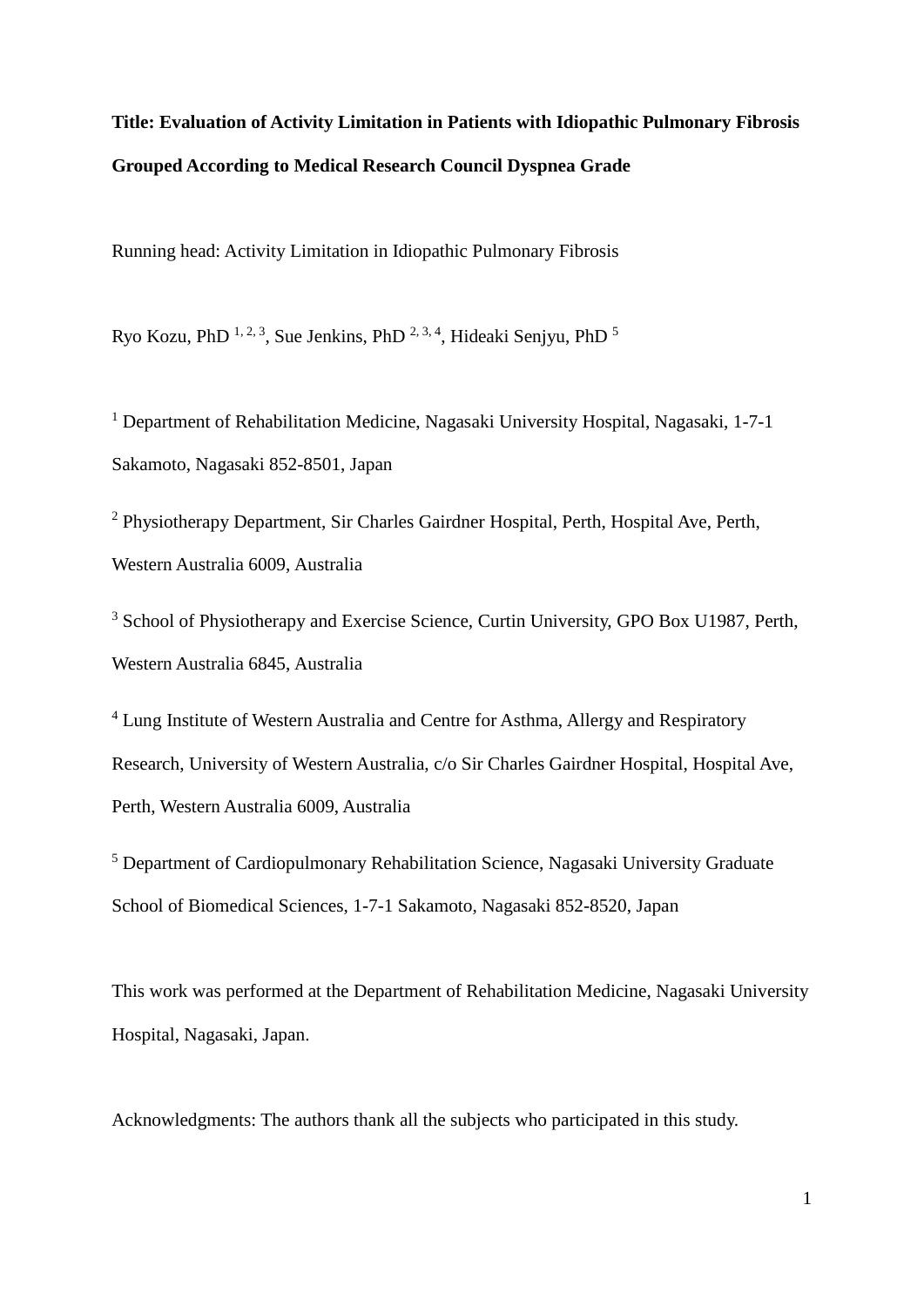**Title: Evaluation of Activity Limitation in Patients with Idiopathic Pulmonary Fibrosis Grouped According to Medical Research Council Dyspnea Grade**

Running head: Activity Limitation in Idiopathic Pulmonary Fibrosis

Ryo Kozu, PhD [1, 2, 3], Sue Jenkins, PhD [2, 3, 4], Hideaki Senjyu, PhD [5]

[1] Department of Rehabilitation Medicine, Nagasaki University Hospital, Nagasaki, 1-7-1 Sakamoto, Nagasaki 852-8501, Japan

[2] Physiotherapy Department, Sir Charles Gairdner Hospital, Perth, Hospital Ave, Perth, Western Australia 6009, Australia

[3] School of Physiotherapy and Exercise Science, Curtin University, GPO Box U1987, Perth, Western Australia 6845, Australia

[4] Lung Institute of Western Australia and Centre for Asthma, Allergy and Respiratory Research, University of Western Australia, c/o Sir Charles Gairdner Hospital, Hospital Ave, Perth, Western Australia 6009, Australia

[5] Department of Cardiopulmonary Rehabilitation Science, Nagasaki University Graduate School of Biomedical Sciences, 1-7-1 Sakamoto, Nagasaki 852-8520, Japan

This work was performed at the Department of Rehabilitation Medicine, Nagasaki University Hospital, Nagasaki, Japan.

Acknowledgments: The authors thank all the subjects who participated in this study.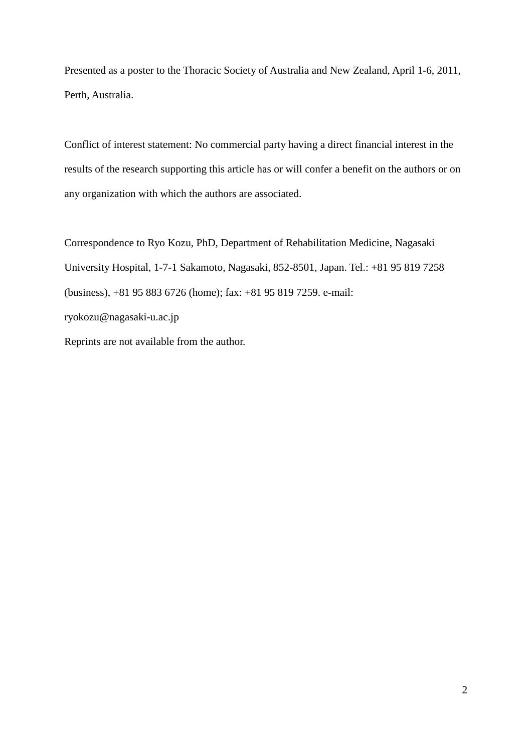Presented as a poster to the Thoracic Society of Australia and New Zealand, April 1-6, 2011, Perth, Australia.

Conflict of interest statement: No commercial party having a direct financial interest in the results of the research supporting this article has or will confer a benefit on the authors or on any organization with which the authors are associated.

Correspondence to Ryo Kozu, PhD, Department of Rehabilitation Medicine, Nagasaki University Hospital, 1-7-1 Sakamoto, Nagasaki, 852-8501, Japan. Tel.: +81 95 819 7258 (business), +81 95 883 6726 (home); fax: +81 95 819 7259. e-mail: ryokozu@nagasaki-u.ac.jp

Reprints are not available from the author.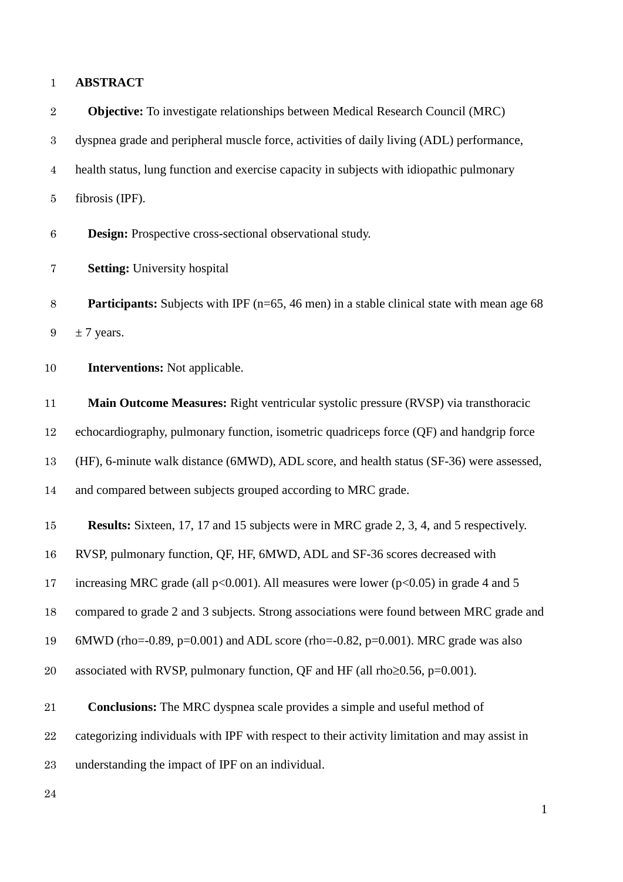## ABSTRACT

**Objective:** To investigate relationships between Medical Research Council (MRC) dyspnea grade and peripheral muscle force, activities of daily living (ADL) performance, health status, lung function and exercise capacity in subjects with idiopathic pulmonary fibrosis (IPF).

**Design:** Prospective cross-sectional observational study.

**Setting:** University hospital

**Participants:** Subjects with IPF (n=65, 46 men) in a stable clinical state with mean age 68 ± 7 years.

**Interventions:** Not applicable.

**Main Outcome Measures:** Right ventricular systolic pressure (RVSP) via transthoracic echocardiography, pulmonary function, isometric quadriceps force (QF) and handgrip force (HF), 6-minute walk distance (6MWD), ADL score, and health status (SF-36) were assessed, and compared between subjects grouped according to MRC grade.

**Results:** Sixteen, 17, 17 and 15 subjects were in MRC grade 2, 3, 4, and 5 respectively. RVSP, pulmonary function, QF, HF, 6MWD, ADL and SF-36 scores decreased with increasing MRC grade (all $p<0.001$). All measures were lower ($p<0.05$) in grade 4 and 5 compared to grade 2 and 3 subjects. Strong associations were found between MRC grade and 6MWD (rho=-0.89, p=0.001) and ADL score (rho=-0.82, p=0.001). MRC grade was also associated with RVSP, pulmonary function, QF and HF (all rho≥0.56, p=0.001).

**Conclusions:** The MRC dyspnea scale provides a simple and useful method of categorizing individuals with IPF with respect to their activity limitation and may assist in understanding the impact of IPF on an individual.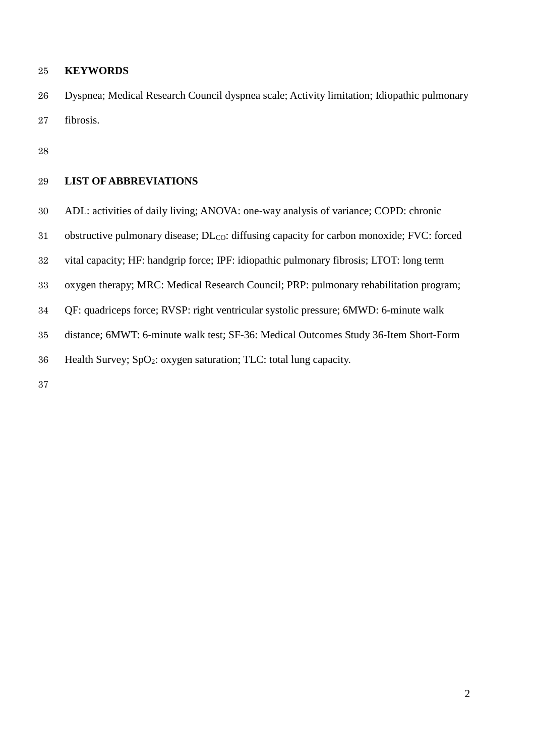**KEYWORDS**

Dyspnea; Medical Research Council dyspnea scale; Activity limitation; Idiopathic pulmonary fibrosis.

**LIST OF ABBREVIATIONS**

ADL: activities of daily living; ANOVA: one-way analysis of variance; COPD: chronic obstructive pulmonary disease; $DL_{CO}$: diffusing capacity for carbon monoxide; FVC: forced vital capacity; HF: handgrip force; IPF: idiopathic pulmonary fibrosis; LTOT: long term oxygen therapy; MRC: Medical Research Council; PRP: pulmonary rehabilitation program; QF: quadriceps force; RVSP: right ventricular systolic pressure; 6MWD: 6-minute walk distance; 6MWT: 6-minute walk test; SF-36: Medical Outcomes Study 36-Item Short-Form Health Survey; $SpO_2$: oxygen saturation; TLC: total lung capacity.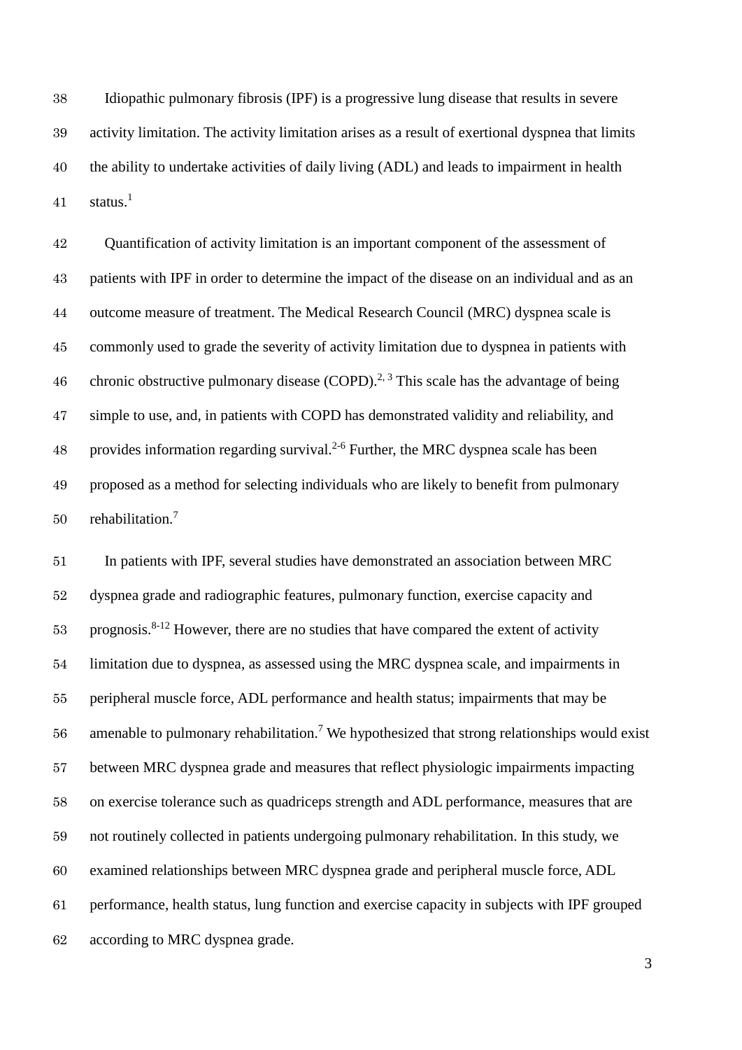Idiopathic pulmonary fibrosis (IPF) is a progressive lung disease that results in severe activity limitation. The activity limitation arises as a result of exertional dyspnea that limits the ability to undertake activities of daily living (ADL) and leads to impairment in health status.[1]

Quantification of activity limitation is an important component of the assessment of patients with IPF in order to determine the impact of the disease on an individual and as an outcome measure of treatment. The Medical Research Council (MRC) dyspnea scale is commonly used to grade the severity of activity limitation due to dyspnea in patients with chronic obstructive pulmonary disease (COPD).[2, 3] This scale has the advantage of being simple to use, and, in patients with COPD has demonstrated validity and reliability, and provides information regarding survival.[2-6] Further, the MRC dyspnea scale has been proposed as a method for selecting individuals who are likely to benefit from pulmonary rehabilitation.[7]

In patients with IPF, several studies have demonstrated an association between MRC dyspnea grade and radiographic features, pulmonary function, exercise capacity and prognosis.[8-12] However, there are no studies that have compared the extent of activity limitation due to dyspnea, as assessed using the MRC dyspnea scale, and impairments in peripheral muscle force, ADL performance and health status; impairments that may be amenable to pulmonary rehabilitation.[7] We hypothesized that strong relationships would exist between MRC dyspnea grade and measures that reflect physiologic impairments impacting on exercise tolerance such as quadriceps strength and ADL performance, measures that are not routinely collected in patients undergoing pulmonary rehabilitation. In this study, we examined relationships between MRC dyspnea grade and peripheral muscle force, ADL performance, health status, lung function and exercise capacity in subjects with IPF grouped according to MRC dyspnea grade.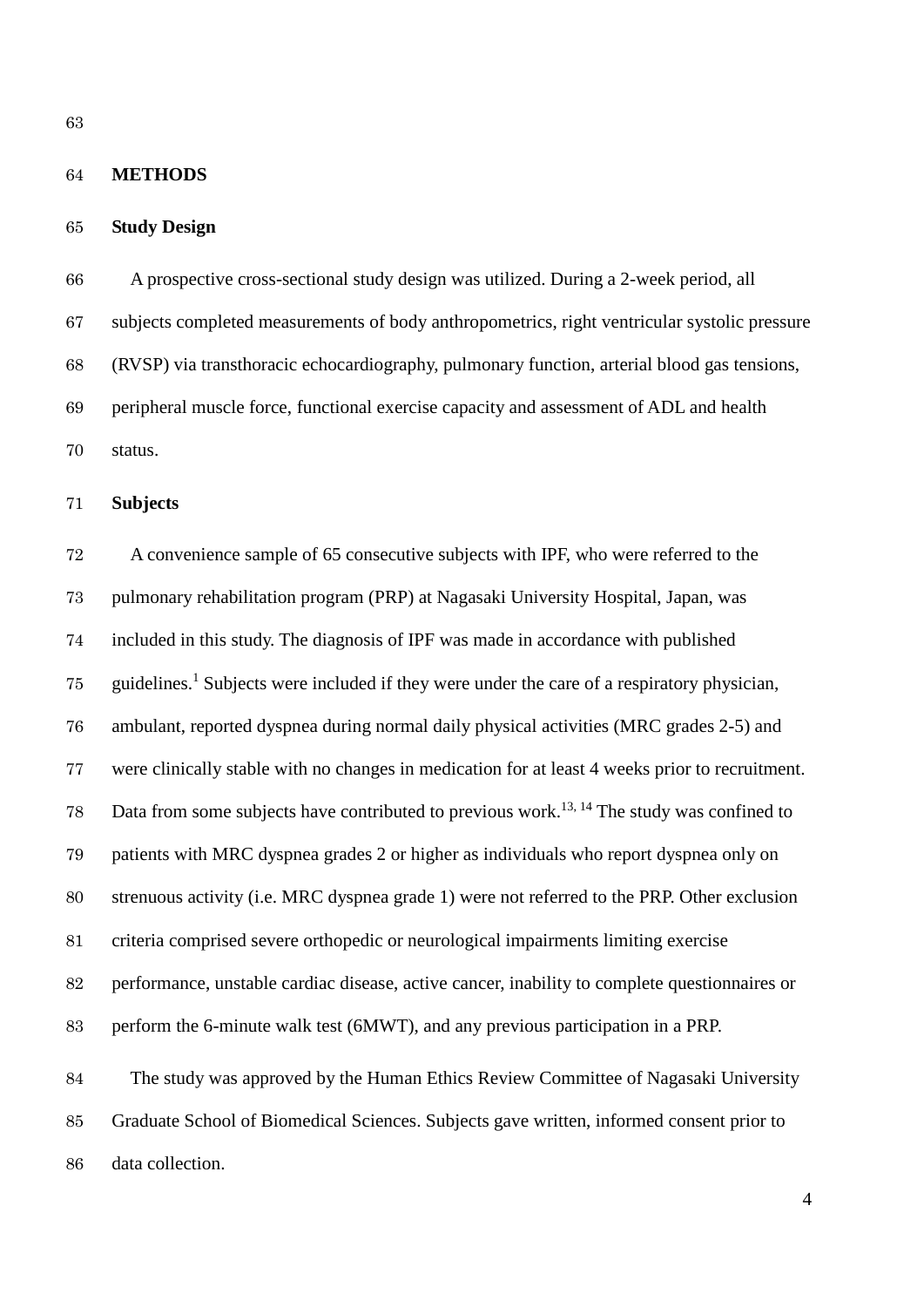## METHODS

### Study Design

A prospective cross-sectional study design was utilized. During a 2-week period, all subjects completed measurements of body anthropometrics, right ventricular systolic pressure (RVSP) via transthoracic echocardiography, pulmonary function, arterial blood gas tensions, peripheral muscle force, functional exercise capacity and assessment of ADL and health status.

### Subjects

A convenience sample of 65 consecutive subjects with IPF, who were referred to the pulmonary rehabilitation program (PRP) at Nagasaki University Hospital, Japan, was included in this study. The diagnosis of IPF was made in accordance with published guidelines.[1] Subjects were included if they were under the care of a respiratory physician, ambulant, reported dyspnea during normal daily physical activities (MRC grades 2-5) and were clinically stable with no changes in medication for at least 4 weeks prior to recruitment. Data from some subjects have contributed to previous work.[13, 14] The study was confined to patients with MRC dyspnea grades 2 or higher as individuals who report dyspnea only on strenuous activity (i.e. MRC dyspnea grade 1) were not referred to the PRP. Other exclusion criteria comprised severe orthopedic or neurological impairments limiting exercise performance, unstable cardiac disease, active cancer, inability to complete questionnaires or perform the 6-minute walk test (6MWT), and any previous participation in a PRP.

The study was approved by the Human Ethics Review Committee of Nagasaki University Graduate School of Biomedical Sciences. Subjects gave written, informed consent prior to data collection.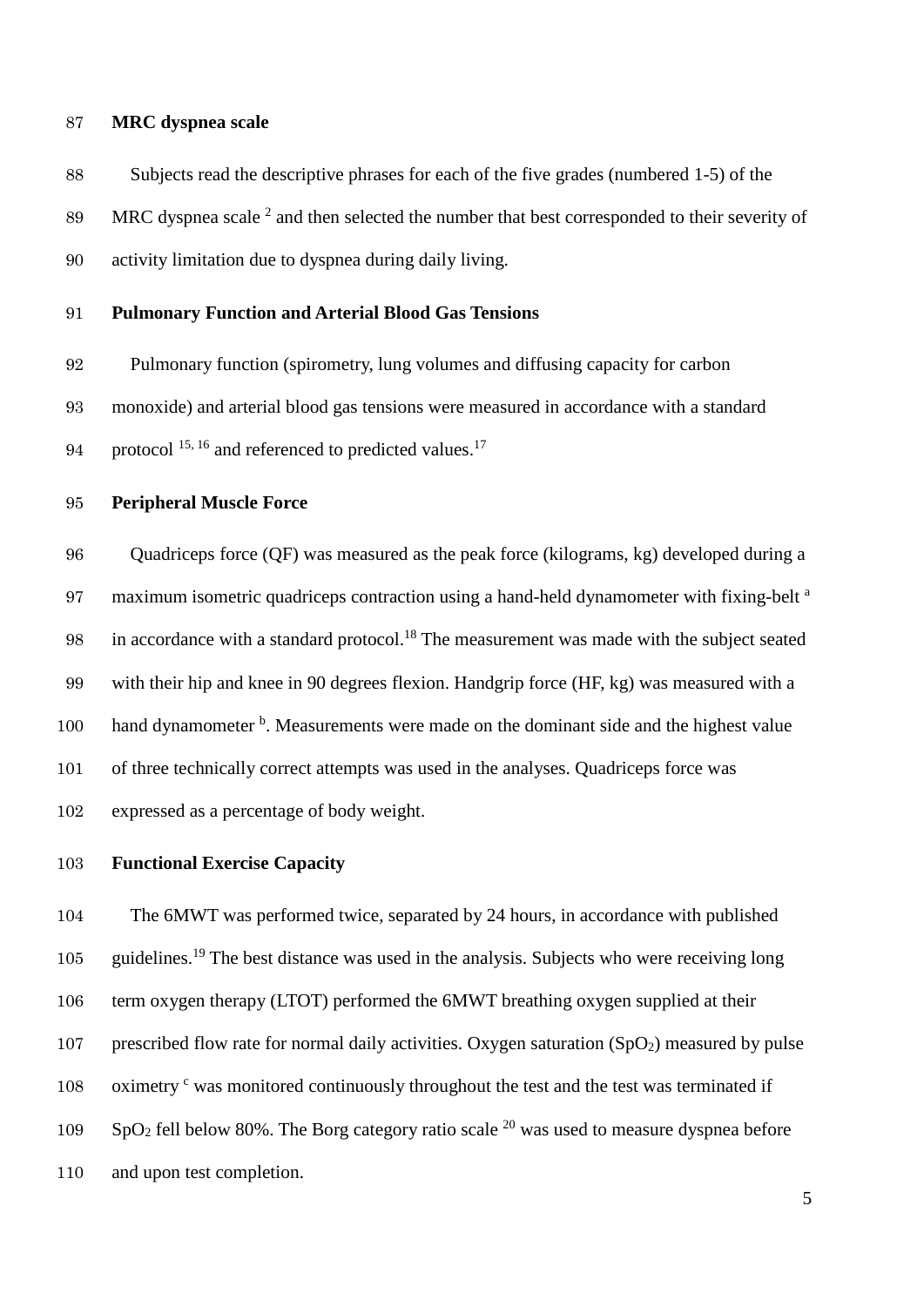**MRC dyspnea scale**

Subjects read the descriptive phrases for each of the five grades (numbered 1-5) of the MRC dyspnea scale [2] and then selected the number that best corresponded to their severity of activity limitation due to dyspnea during daily living.

**Pulmonary Function and Arterial Blood Gas Tensions**

Pulmonary function (spirometry, lung volumes and diffusing capacity for carbon monoxide) and arterial blood gas tensions were measured in accordance with a standard protocol [15, 16] and referenced to predicted values.[17]

**Peripheral Muscle Force**

Quadriceps force (QF) was measured as the peak force (kilograms, kg) developed during a maximum isometric quadriceps contraction using a hand-held dynamometer with fixing-belt [a] in accordance with a standard protocol.[18] The measurement was made with the subject seated with their hip and knee in 90 degrees flexion. Handgrip force (HF, kg) was measured with a hand dynamometer [b]. Measurements were made on the dominant side and the highest value of three technically correct attempts was used in the analyses. Quadriceps force was expressed as a percentage of body weight.

**Functional Exercise Capacity**

The 6MWT was performed twice, separated by 24 hours, in accordance with published guidelines.[19] The best distance was used in the analysis. Subjects who were receiving long term oxygen therapy (LTOT) performed the 6MWT breathing oxygen supplied at their prescribed flow rate for normal daily activities. Oxygen saturation ($SpO_2$) measured by pulse oximetry [c] was monitored continuously throughout the test and the test was terminated if $SpO_2$ fell below 80%. The Borg category ratio scale [20] was used to measure dyspnea before and upon test completion.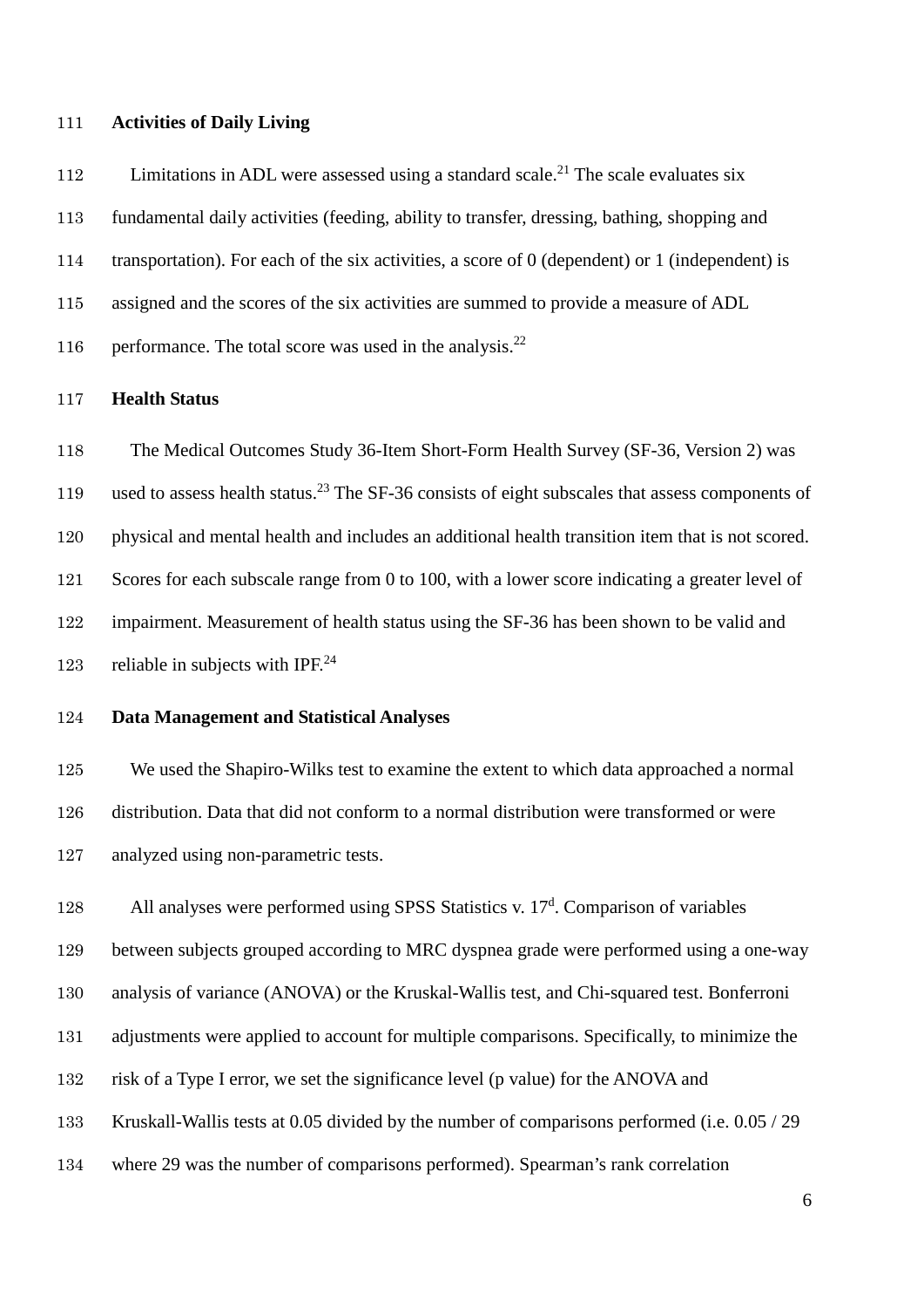## Activities of Daily Living

Limitations in ADL were assessed using a standard scale.[21] The scale evaluates six fundamental daily activities (feeding, ability to transfer, dressing, bathing, shopping and transportation). For each of the six activities, a score of 0 (dependent) or 1 (independent) is assigned and the scores of the six activities are summed to provide a measure of ADL performance. The total score was used in the analysis.[22]

## Health Status

The Medical Outcomes Study 36-Item Short-Form Health Survey (SF-36, Version 2) was used to assess health status.[23] The SF-36 consists of eight subscales that assess components of physical and mental health and includes an additional health transition item that is not scored. Scores for each subscale range from 0 to 100, with a lower score indicating a greater level of impairment. Measurement of health status using the SF-36 has been shown to be valid and reliable in subjects with IPF.[24]

## Data Management and Statistical Analyses

We used the Shapiro-Wilks test to examine the extent to which data approached a normal distribution. Data that did not conform to a normal distribution were transformed or were analyzed using non-parametric tests.

All analyses were performed using SPSS Statistics v. 17[d]. Comparison of variables between subjects grouped according to MRC dyspnea grade were performed using a one-way analysis of variance (ANOVA) or the Kruskal-Wallis test, and Chi-squared test. Bonferroni adjustments were applied to account for multiple comparisons. Specifically, to minimize the risk of a Type I error, we set the significance level (p value) for the ANOVA and Kruskall-Wallis tests at 0.05 divided by the number of comparisons performed (i.e. 0.05 / 29 where 29 was the number of comparisons performed). Spearman's rank correlation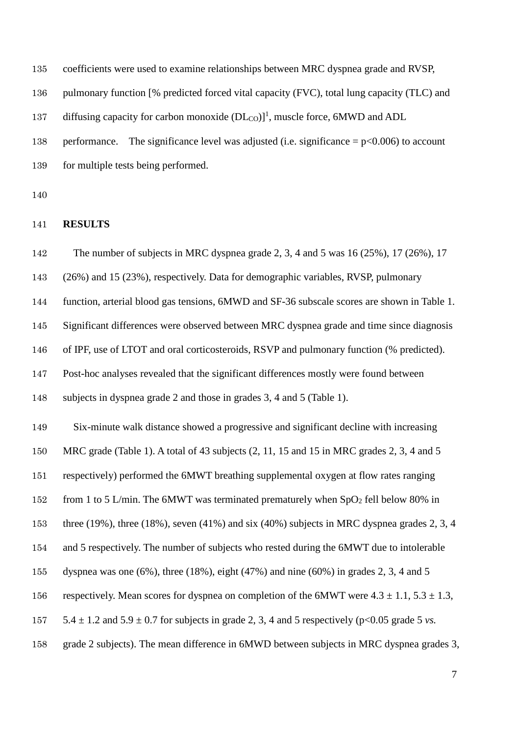coefficients were used to examine relationships between MRC dyspnea grade and RVSP, pulmonary function [% predicted forced vital capacity (FVC), total lung capacity (TLC) and diffusing capacity for carbon monoxide ($DL_{CO}$)][1], muscle force, 6MWD and ADL performance. The significance level was adjusted (i.e. significance = $p<0.006$) to account for multiple tests being performed.

## RESULTS

The number of subjects in MRC dyspnea grade 2, 3, 4 and 5 was 16 (25%), 17 (26%), 17 (26%) and 15 (23%), respectively. Data for demographic variables, RVSP, pulmonary function, arterial blood gas tensions, 6MWD and SF-36 subscale scores are shown in Table 1. Significant differences were observed between MRC dyspnea grade and time since diagnosis of IPF, use of LTOT and oral corticosteroids, RSVP and pulmonary function (% predicted). Post-hoc analyses revealed that the significant differences mostly were found between subjects in dyspnea grade 2 and those in grades 3, 4 and 5 (Table 1).

Six-minute walk distance showed a progressive and significant decline with increasing MRC grade (Table 1). A total of 43 subjects (2, 11, 15 and 15 in MRC grades 2, 3, 4 and 5 respectively) performed the 6MWT breathing supplemental oxygen at flow rates ranging from 1 to 5 L/min. The 6MWT was terminated prematurely when $SpO_2$ fell below 80% in three (19%), three (18%), seven (41%) and six (40%) subjects in MRC dyspnea grades 2, 3, 4 and 5 respectively. The number of subjects who rested during the 6MWT due to intolerable dyspnea was one (6%), three (18%), eight (47%) and nine (60%) in grades 2, 3, 4 and 5 respectively. Mean scores for dyspnea on completion of the 6MWT were $4.3 \pm 1.1$, $5.3 \pm 1.3$, $5.4 \pm 1.2$ and $5.9 \pm 0.7$ for subjects in grade 2, 3, 4 and 5 respectively ($p<0.05$ grade 5 *vs.* grade 2 subjects). The mean difference in 6MWD between subjects in MRC dyspnea grades 3,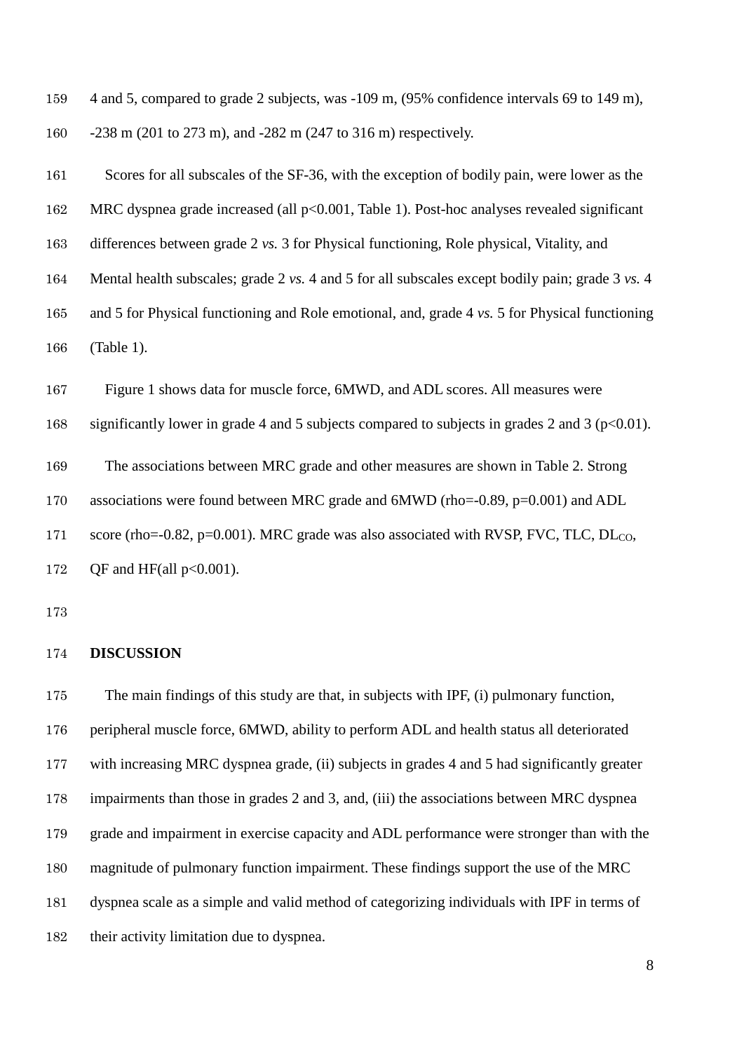4 and 5, compared to grade 2 subjects, was -109 m, (95% confidence intervals 69 to 149 m), -238 m (201 to 273 m), and -282 m (247 to 316 m) respectively.

Scores for all subscales of the SF-36, with the exception of bodily pain, were lower as the MRC dyspnea grade increased (all $p<0.001$, Table 1). Post-hoc analyses revealed significant differences between grade 2 *vs.* 3 for Physical functioning, Role physical, Vitality, and Mental health subscales; grade 2 *vs.* 4 and 5 for all subscales except bodily pain; grade 3 *vs.* 4 and 5 for Physical functioning and Role emotional, and, grade 4 *vs.* 5 for Physical functioning (Table 1).

Figure 1 shows data for muscle force, 6MWD, and ADL scores. All measures were significantly lower in grade 4 and 5 subjects compared to subjects in grades 2 and 3 ($p<0.01$).

The associations between MRC grade and other measures are shown in Table 2. Strong associations were found between MRC grade and 6MWD (rho=-0.89, $p=0.001$) and ADL score (rho=-0.82, $p=0.001$). MRC grade was also associated with RVSP, FVC, TLC, $DL_{CO}$, QF and HF(all $p<0.001$).

## DISCUSSION

The main findings of this study are that, in subjects with IPF, (i) pulmonary function, peripheral muscle force, 6MWD, ability to perform ADL and health status all deteriorated with increasing MRC dyspnea grade, (ii) subjects in grades 4 and 5 had significantly greater impairments than those in grades 2 and 3, and, (iii) the associations between MRC dyspnea grade and impairment in exercise capacity and ADL performance were stronger than with the magnitude of pulmonary function impairment. These findings support the use of the MRC dyspnea scale as a simple and valid method of categorizing individuals with IPF in terms of their activity limitation due to dyspnea.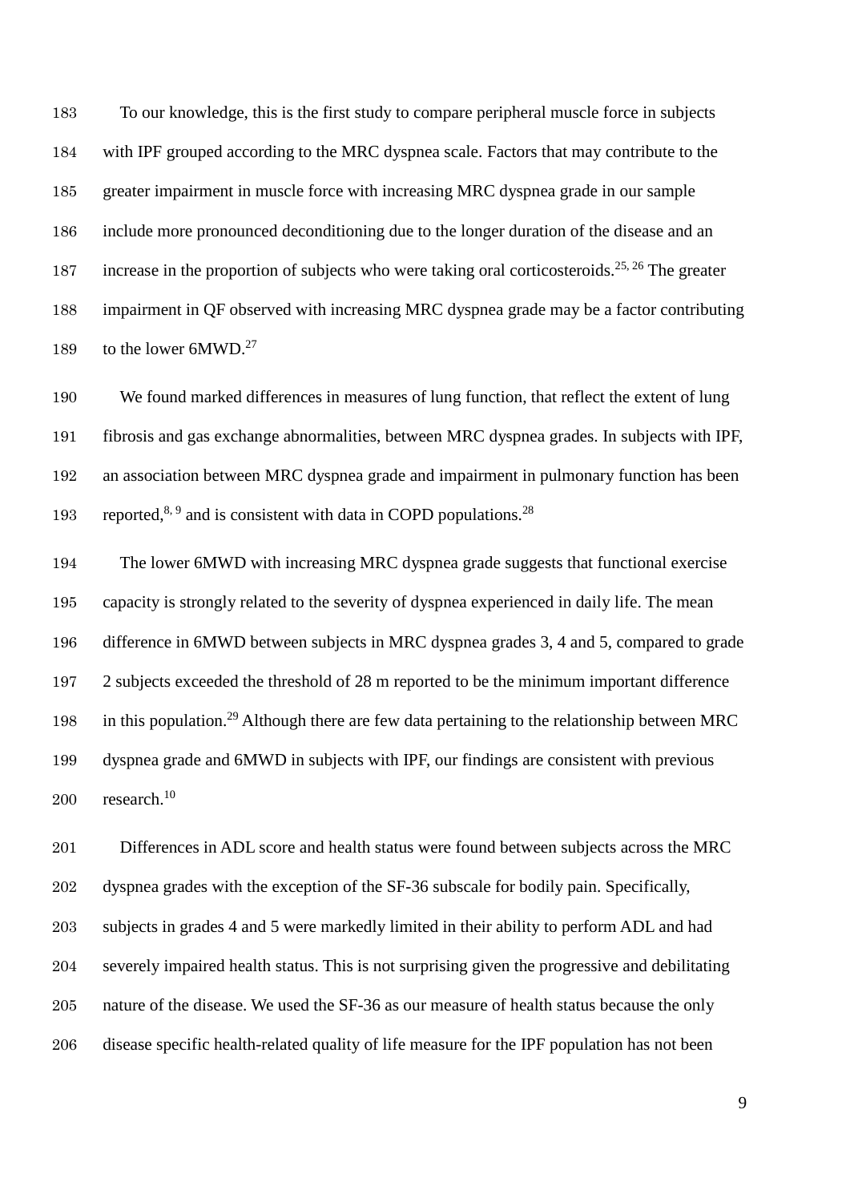To our knowledge, this is the first study to compare peripheral muscle force in subjects with IPF grouped according to the MRC dyspnea scale. Factors that may contribute to the greater impairment in muscle force with increasing MRC dyspnea grade in our sample include more pronounced deconditioning due to the longer duration of the disease and an increase in the proportion of subjects who were taking oral corticosteroids.[25, 26] The greater impairment in QF observed with increasing MRC dyspnea grade may be a factor contributing to the lower 6MWD.[27]

We found marked differences in measures of lung function, that reflect the extent of lung fibrosis and gas exchange abnormalities, between MRC dyspnea grades. In subjects with IPF, an association between MRC dyspnea grade and impairment in pulmonary function has been reported,[8, 9] and is consistent with data in COPD populations.[28]

The lower 6MWD with increasing MRC dyspnea grade suggests that functional exercise capacity is strongly related to the severity of dyspnea experienced in daily life. The mean difference in 6MWD between subjects in MRC dyspnea grades 3, 4 and 5, compared to grade 2 subjects exceeded the threshold of 28 m reported to be the minimum important difference in this population.[29] Although there are few data pertaining to the relationship between MRC dyspnea grade and 6MWD in subjects with IPF, our findings are consistent with previous research.[10]

Differences in ADL score and health status were found between subjects across the MRC dyspnea grades with the exception of the SF-36 subscale for bodily pain. Specifically, subjects in grades 4 and 5 were markedly limited in their ability to perform ADL and had severely impaired health status. This is not surprising given the progressive and debilitating nature of the disease. We used the SF-36 as our measure of health status because the only disease specific health-related quality of life measure for the IPF population has not been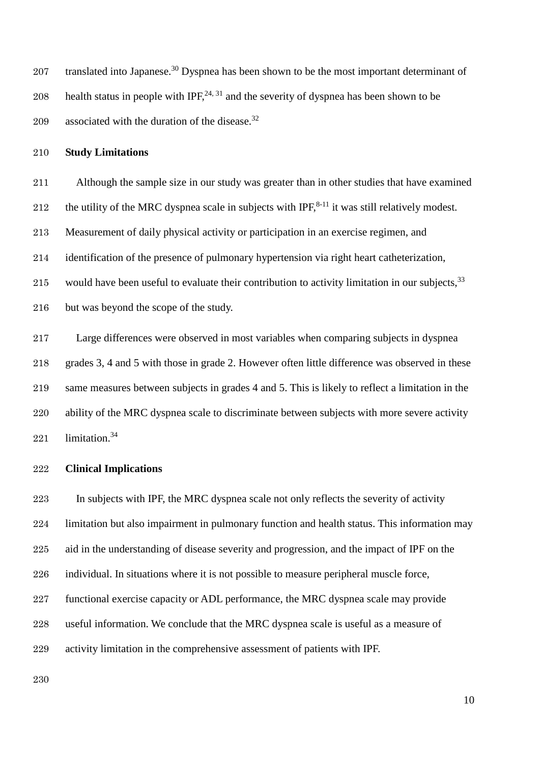translated into Japanese.[30] Dyspnea has been shown to be the most important determinant of health status in people with IPF,[24, 31] and the severity of dyspnea has been shown to be associated with the duration of the disease.[32]

**Study Limitations**

Although the sample size in our study was greater than in other studies that have examined the utility of the MRC dyspnea scale in subjects with IPF,[8-11] it was still relatively modest. Measurement of daily physical activity or participation in an exercise regimen, and identification of the presence of pulmonary hypertension via right heart catheterization, would have been useful to evaluate their contribution to activity limitation in our subjects,[33] but was beyond the scope of the study.

Large differences were observed in most variables when comparing subjects in dyspnea grades 3, 4 and 5 with those in grade 2. However often little difference was observed in these same measures between subjects in grades 4 and 5. This is likely to reflect a limitation in the ability of the MRC dyspnea scale to discriminate between subjects with more severe activity limitation.[34]

**Clinical Implications**

In subjects with IPF, the MRC dyspnea scale not only reflects the severity of activity limitation but also impairment in pulmonary function and health status. This information may aid in the understanding of disease severity and progression, and the impact of IPF on the individual. In situations where it is not possible to measure peripheral muscle force, functional exercise capacity or ADL performance, the MRC dyspnea scale may provide useful information. We conclude that the MRC dyspnea scale is useful as a measure of activity limitation in the comprehensive assessment of patients with IPF.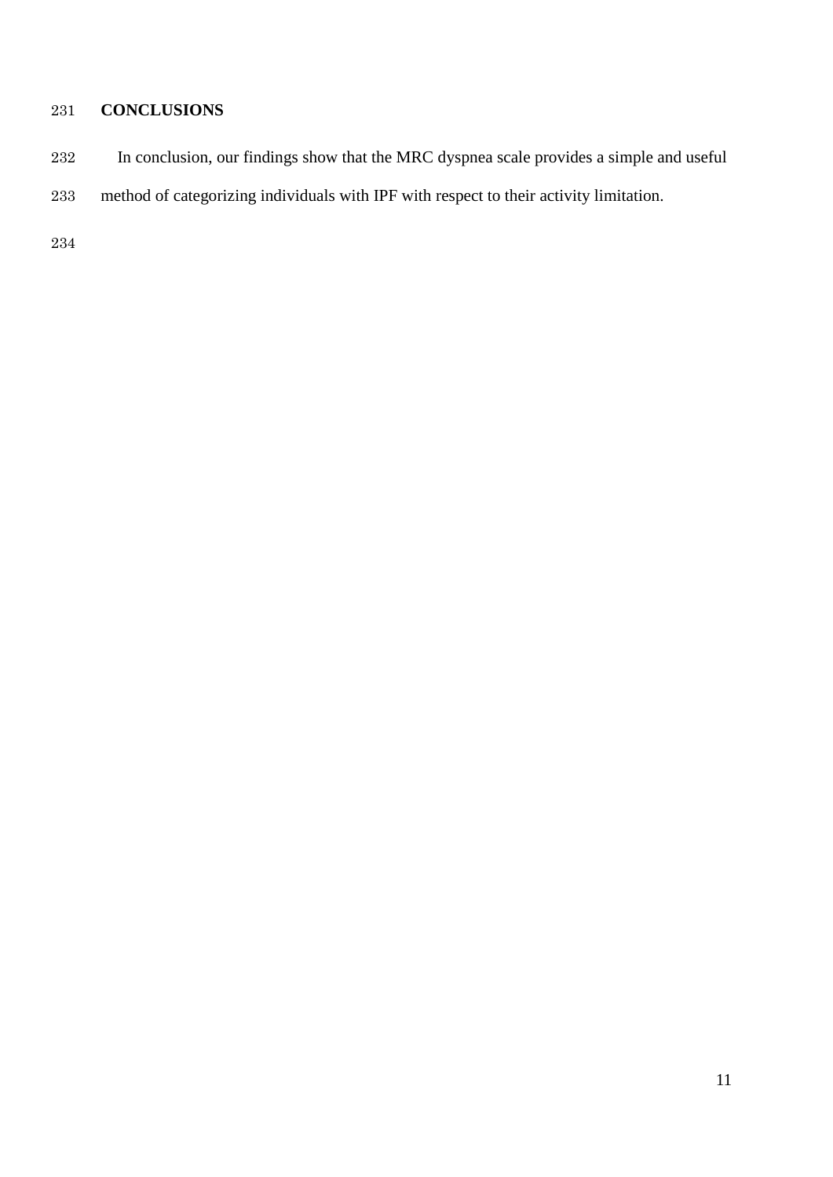## CONCLUSIONS

In conclusion, our findings show that the MRC dyspnea scale provides a simple and useful method of categorizing individuals with IPF with respect to their activity limitation.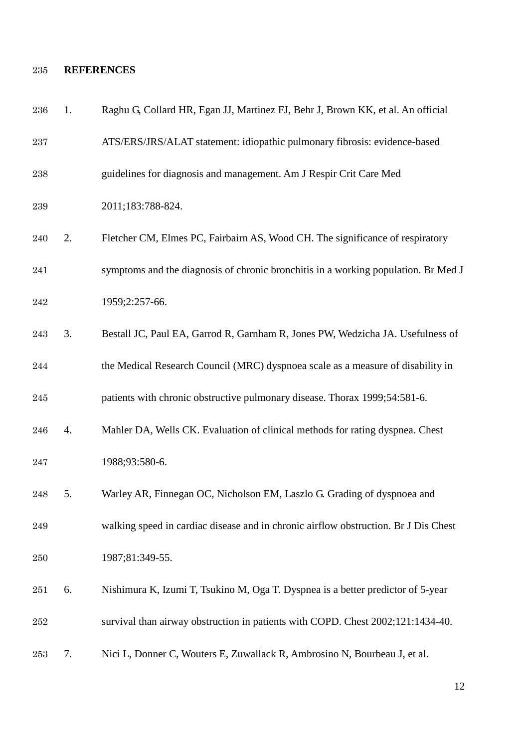## REFERENCES

1. Raghu G, Collard HR, Egan JJ, Martinez FJ, Behr J, Brown KK, et al. An official ATS/ERS/JRS/ALAT statement: idiopathic pulmonary fibrosis: evidence-based guidelines for diagnosis and management. Am J Respir Crit Care Med 2011;183:788-824.
2. Fletcher CM, Elmes PC, Fairbairn AS, Wood CH. The significance of respiratory symptoms and the diagnosis of chronic bronchitis in a working population. Br Med J 1959;2:257-66.
3. Bestall JC, Paul EA, Garrod R, Garnham R, Jones PW, Wedzicha JA. Usefulness of the Medical Research Council (MRC) dyspnoea scale as a measure of disability in patients with chronic obstructive pulmonary disease. Thorax 1999;54:581-6.
4. Mahler DA, Wells CK. Evaluation of clinical methods for rating dyspnea. Chest 1988;93:580-6.
5. Warley AR, Finnegan OC, Nicholson EM, Laszlo G. Grading of dyspnoea and walking speed in cardiac disease and in chronic airflow obstruction. Br J Dis Chest 1987;81:349-55.
6. Nishimura K, Izumi T, Tsukino M, Oga T. Dyspnea is a better predictor of 5-year survival than airway obstruction in patients with COPD. Chest 2002;121:1434-40.
7. Nici L, Donner C, Wouters E, Zuwallack R, Ambrosino N, Bourbeau J, et al.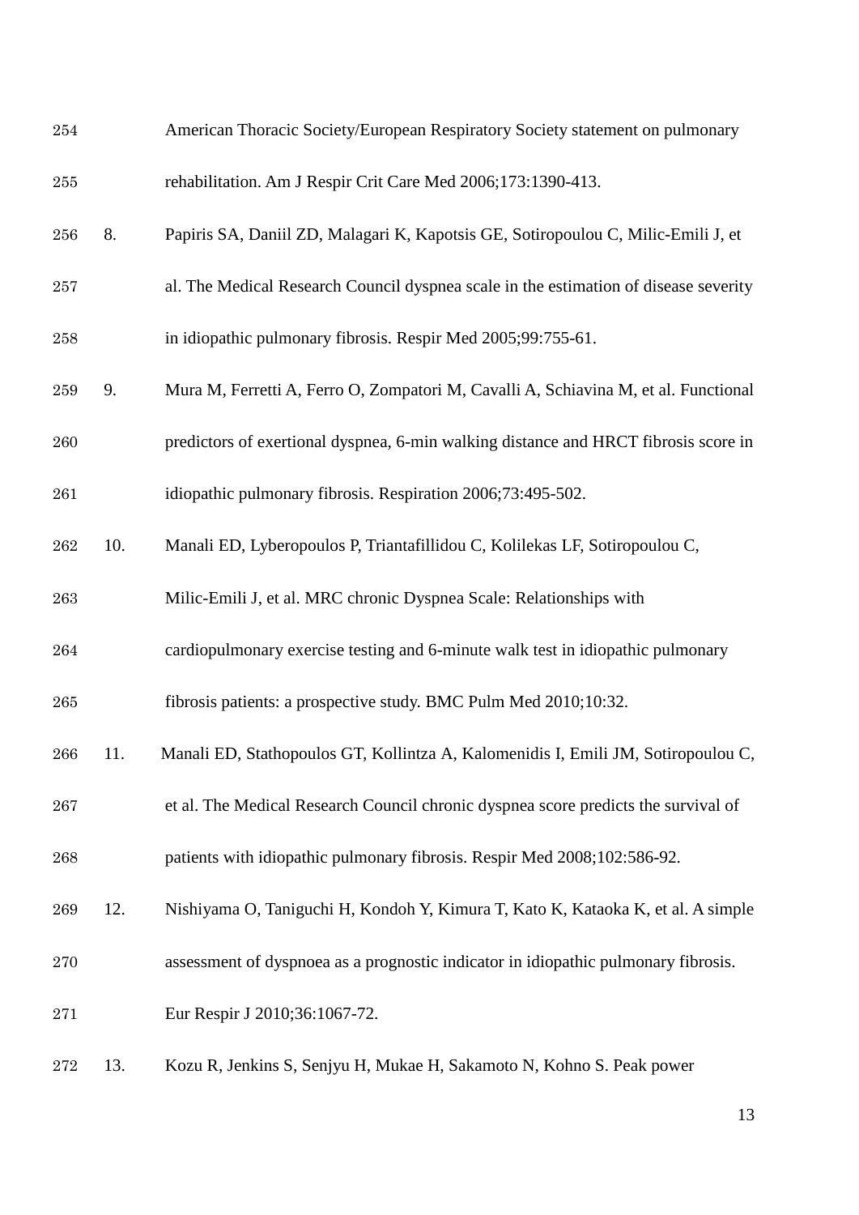American Thoracic Society/European Respiratory Society statement on pulmonary rehabilitation. Am J Respir Crit Care Med 2006;173:1390-413.

8. Papiris SA, Daniil ZD, Malagari K, Kapotsis GE, Sotiropoulou C, Milic-Emili J, et al. The Medical Research Council dyspnea scale in the estimation of disease severity in idiopathic pulmonary fibrosis. Respir Med 2005;99:755-61.

9. Mura M, Ferretti A, Ferro O, Zompatori M, Cavalli A, Schiavina M, et al. Functional predictors of exertional dyspnea, 6-min walking distance and HRCT fibrosis score in idiopathic pulmonary fibrosis. Respiration 2006;73:495-502.

10. Manali ED, Lyberopoulos P, Triantafillidou C, Kolilekas LF, Sotiropoulou C, Milic-Emili J, et al. MRC chronic Dyspnea Scale: Relationships with cardiopulmonary exercise testing and 6-minute walk test in idiopathic pulmonary fibrosis patients: a prospective study. BMC Pulm Med 2010;10:32.

11. Manali ED, Stathopoulos GT, Kollintza A, Kalomenidis I, Emili JM, Sotiropoulou C, et al. The Medical Research Council chronic dyspnea score predicts the survival of patients with idiopathic pulmonary fibrosis. Respir Med 2008;102:586-92.

12. Nishiyama O, Taniguchi H, Kondoh Y, Kimura T, Kato K, Kataoka K, et al. A simple assessment of dyspnoea as a prognostic indicator in idiopathic pulmonary fibrosis. Eur Respir J 2010;36:1067-72.

13. Kozu R, Jenkins S, Senjyu H, Mukae H, Sakamoto N, Kohno S. Peak power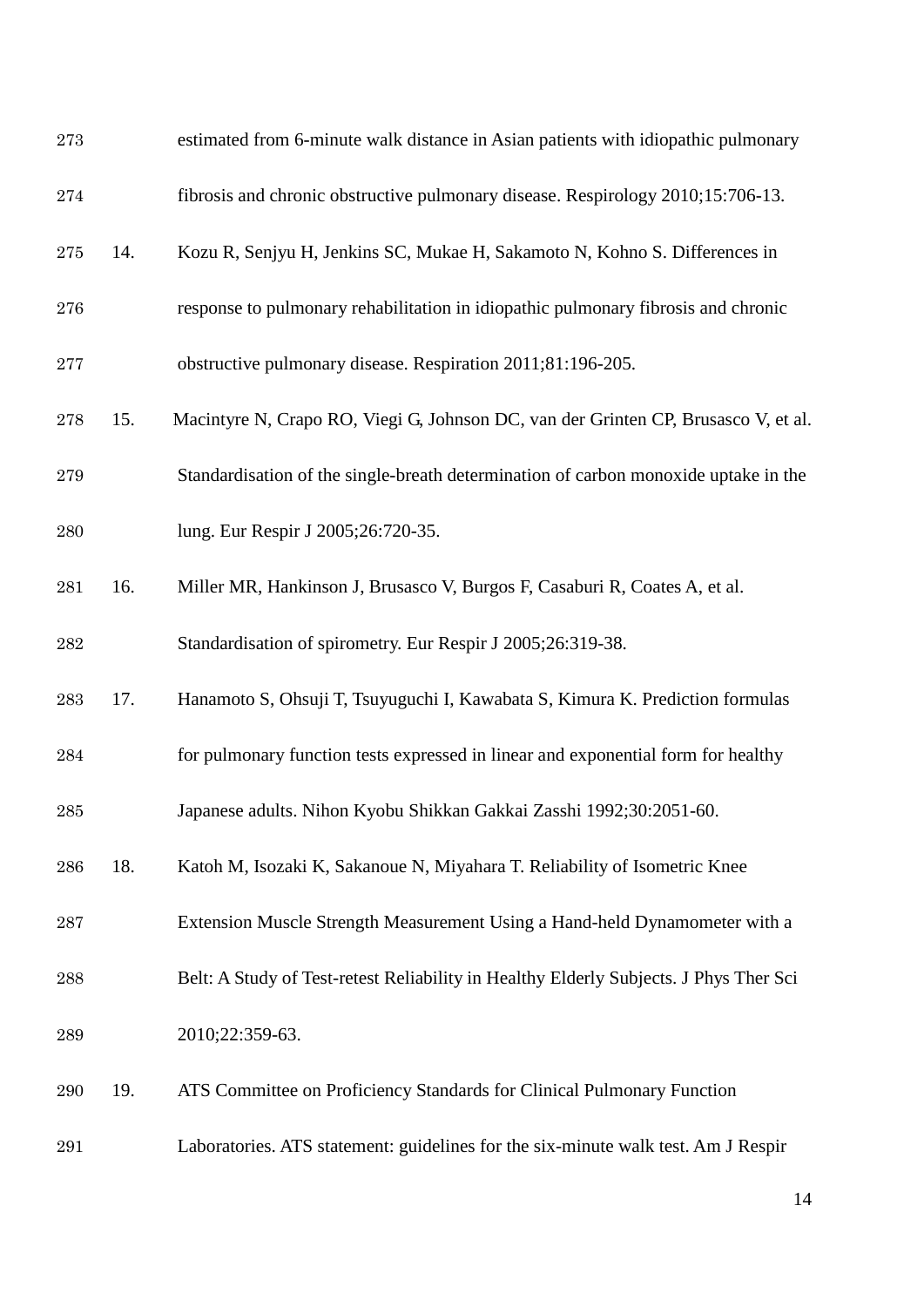estimated from 6-minute walk distance in Asian patients with idiopathic pulmonary fibrosis and chronic obstructive pulmonary disease. Respirology 2010;15:706-13.

14. Kozu R, Senjyu H, Jenkins SC, Mukae H, Sakamoto N, Kohno S. Differences in response to pulmonary rehabilitation in idiopathic pulmonary fibrosis and chronic obstructive pulmonary disease. Respiration 2011;81:196-205.

15. Macintyre N, Crapo RO, Viegi G, Johnson DC, van der Grinten CP, Brusasco V, et al. Standardisation of the single-breath determination of carbon monoxide uptake in the lung. Eur Respir J 2005;26:720-35.

16. Miller MR, Hankinson J, Brusasco V, Burgos F, Casaburi R, Coates A, et al. Standardisation of spirometry. Eur Respir J 2005;26:319-38.

17. Hanamoto S, Ohsuji T, Tsuyuguchi I, Kawabata S, Kimura K. Prediction formulas for pulmonary function tests expressed in linear and exponential form for healthy Japanese adults. Nihon Kyobu Shikkan Gakkai Zasshi 1992;30:2051-60.

18. Katoh M, Isozaki K, Sakanoue N, Miyahara T. Reliability of Isometric Knee Extension Muscle Strength Measurement Using a Hand-held Dynamometer with a Belt: A Study of Test-retest Reliability in Healthy Elderly Subjects. J Phys Ther Sci 2010;22:359-63.

19. ATS Committee on Proficiency Standards for Clinical Pulmonary Function Laboratories. ATS statement: guidelines for the six-minute walk test. Am J Respir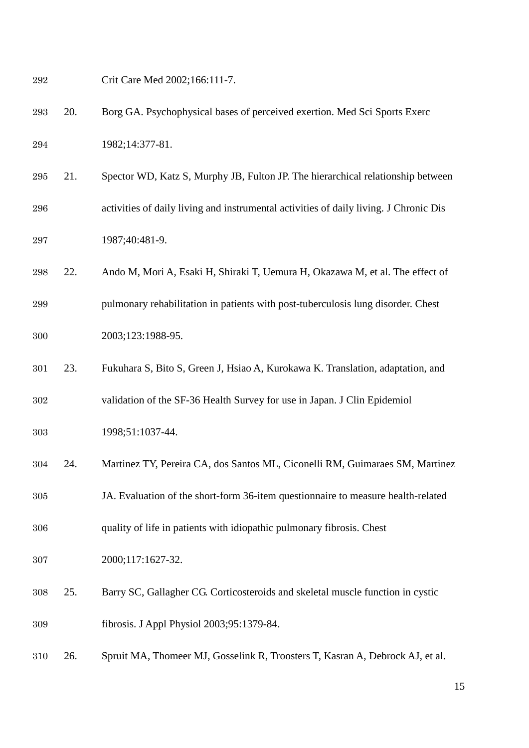Crit Care Med 2002;166:111-7.

20. Borg GA. Psychophysical bases of perceived exertion. Med Sci Sports Exerc 1982;14:377-81.

21. Spector WD, Katz S, Murphy JB, Fulton JP. The hierarchical relationship between activities of daily living and instrumental activities of daily living. J Chronic Dis 1987;40:481-9.

22. Ando M, Mori A, Esaki H, Shiraki T, Uemura H, Okazawa M, et al. The effect of pulmonary rehabilitation in patients with post-tuberculosis lung disorder. Chest 2003;123:1988-95.

23. Fukuhara S, Bito S, Green J, Hsiao A, Kurokawa K. Translation, adaptation, and validation of the SF-36 Health Survey for use in Japan. J Clin Epidemiol 1998;51:1037-44.

24. Martinez TY, Pereira CA, dos Santos ML, Ciconelli RM, Guimaraes SM, Martinez JA. Evaluation of the short-form 36-item questionnaire to measure health-related quality of life in patients with idiopathic pulmonary fibrosis. Chest 2000;117:1627-32.

25. Barry SC, Gallagher CG. Corticosteroids and skeletal muscle function in cystic fibrosis. J Appl Physiol 2003;95:1379-84.

26. Spruit MA, Thomeer MJ, Gosselink R, Troosters T, Kasran A, Debrock AJ, et al.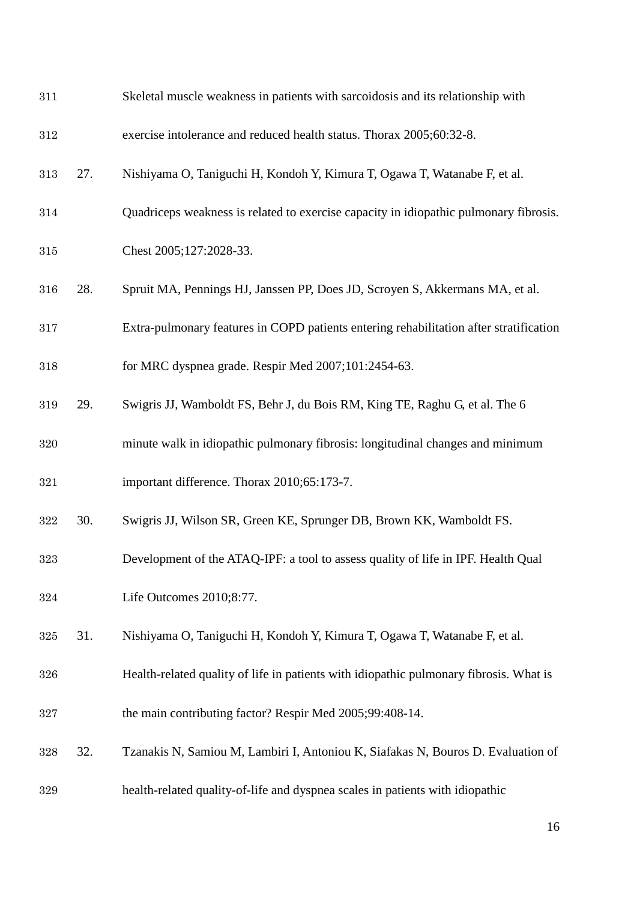Skeletal muscle weakness in patients with sarcoidosis and its relationship with exercise intolerance and reduced health status. Thorax 2005;60:32-8.

27. Nishiyama O, Taniguchi H, Kondoh Y, Kimura T, Ogawa T, Watanabe F, et al. Quadriceps weakness is related to exercise capacity in idiopathic pulmonary fibrosis. Chest 2005;127:2028-33.

28. Spruit MA, Pennings HJ, Janssen PP, Does JD, Scroyen S, Akkermans MA, et al. Extra-pulmonary features in COPD patients entering rehabilitation after stratification for MRC dyspnea grade. Respir Med 2007;101:2454-63.

29. Swigris JJ, Wamboldt FS, Behr J, du Bois RM, King TE, Raghu G, et al. The 6 minute walk in idiopathic pulmonary fibrosis: longitudinal changes and minimum important difference. Thorax 2010;65:173-7.

30. Swigris JJ, Wilson SR, Green KE, Sprunger DB, Brown KK, Wamboldt FS. Development of the ATAQ-IPF: a tool to assess quality of life in IPF. Health Qual Life Outcomes 2010;8:77.

31. Nishiyama O, Taniguchi H, Kondoh Y, Kimura T, Ogawa T, Watanabe F, et al. Health-related quality of life in patients with idiopathic pulmonary fibrosis. What is the main contributing factor? Respir Med 2005;99:408-14.

32. Tzanakis N, Samiou M, Lambiri I, Antoniou K, Siafakas N, Bouros D. Evaluation of health-related quality-of-life and dyspnea scales in patients with idiopathic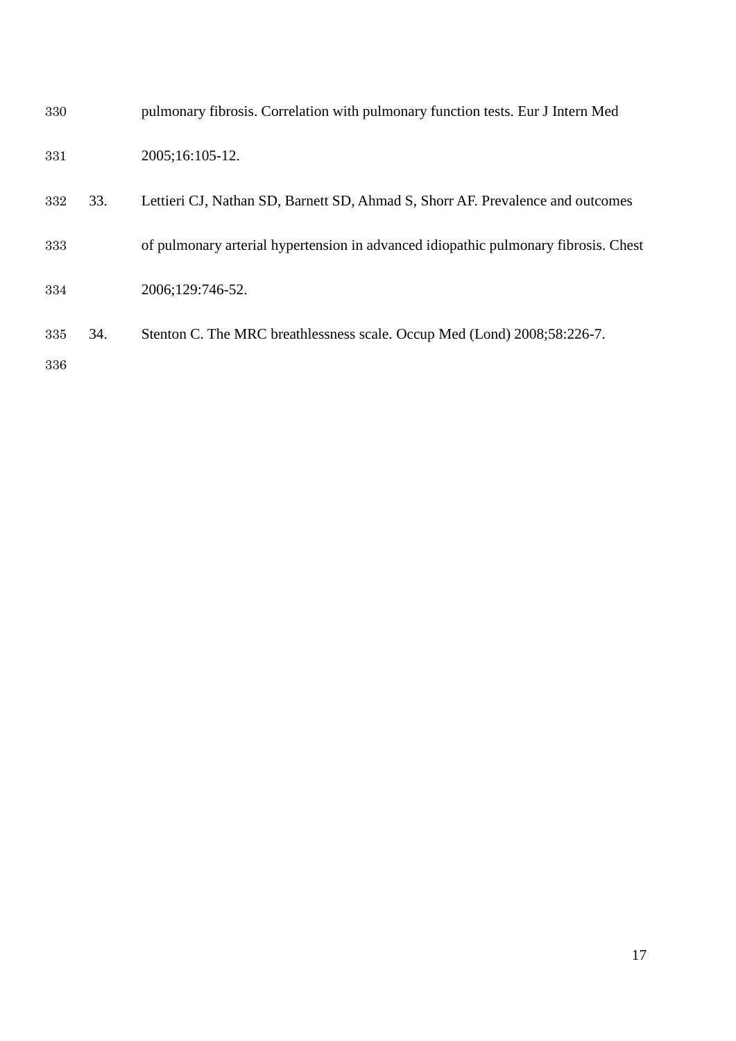pulmonary fibrosis. Correlation with pulmonary function tests. Eur J Intern Med 2005;16:105-12.

33. Lettieri CJ, Nathan SD, Barnett SD, Ahmad S, Shorr AF. Prevalence and outcomes of pulmonary arterial hypertension in advanced idiopathic pulmonary fibrosis. Chest 2006;129:746-52.

34. Stenton C. The MRC breathlessness scale. Occup Med (Lond) 2008;58:226-7.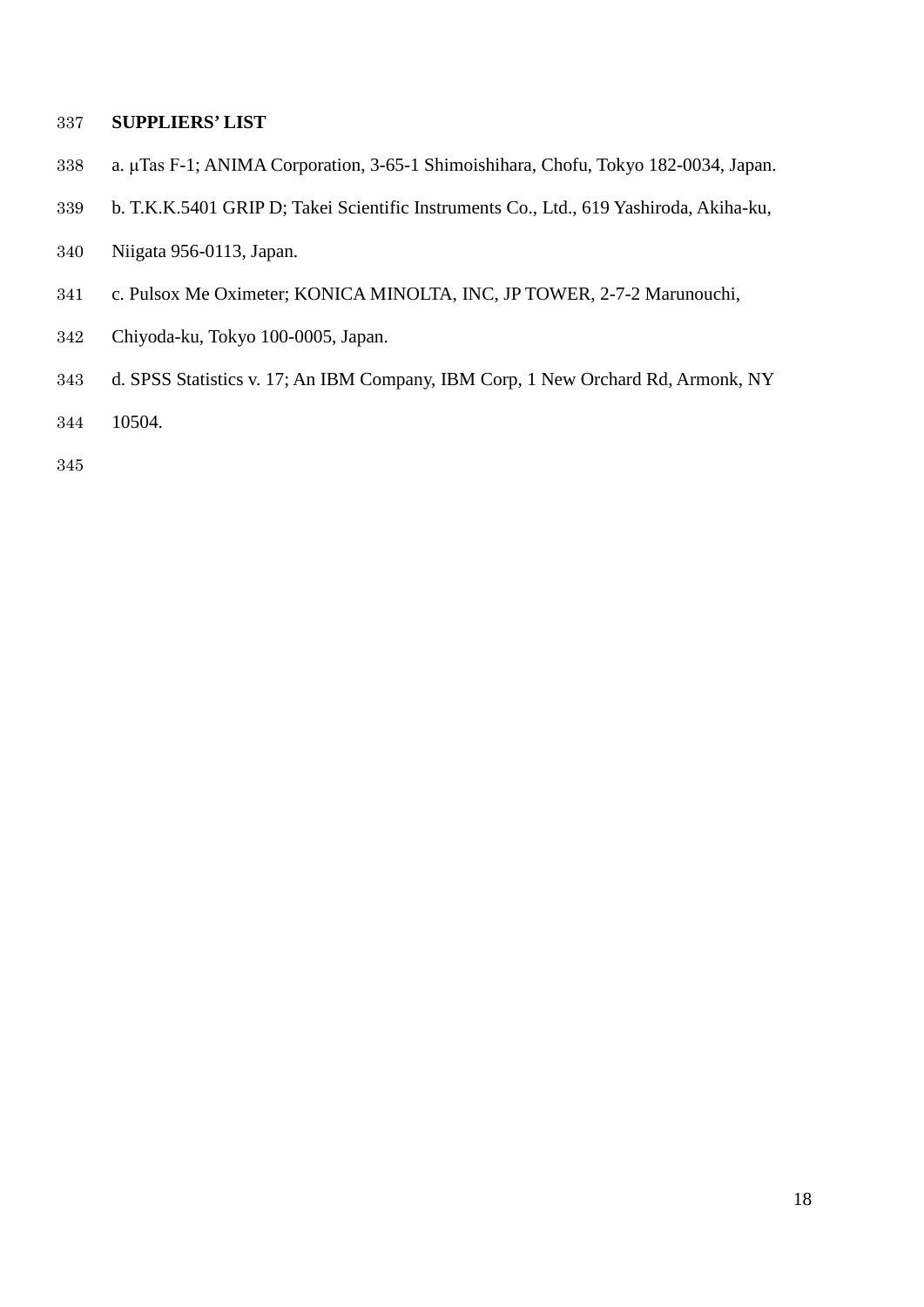**SUPPLIERS' LIST**

a. μTas F-1; ANIMA Corporation, 3-65-1 Shimoishihara, Chofu, Tokyo 182-0034, Japan.

b. T.K.K.5401 GRIP D; Takei Scientific Instruments Co., Ltd., 619 Yashiroda, Akiha-ku, Niigata 956-0113, Japan.

c. Pulsox Me Oximeter; KONICA MINOLTA, INC, JP TOWER, 2-7-2 Marunouchi, Chiyoda-ku, Tokyo 100-0005, Japan.

d. SPSS Statistics v. 17; An IBM Company, IBM Corp, 1 New Orchard Rd, Armonk, NY 10504.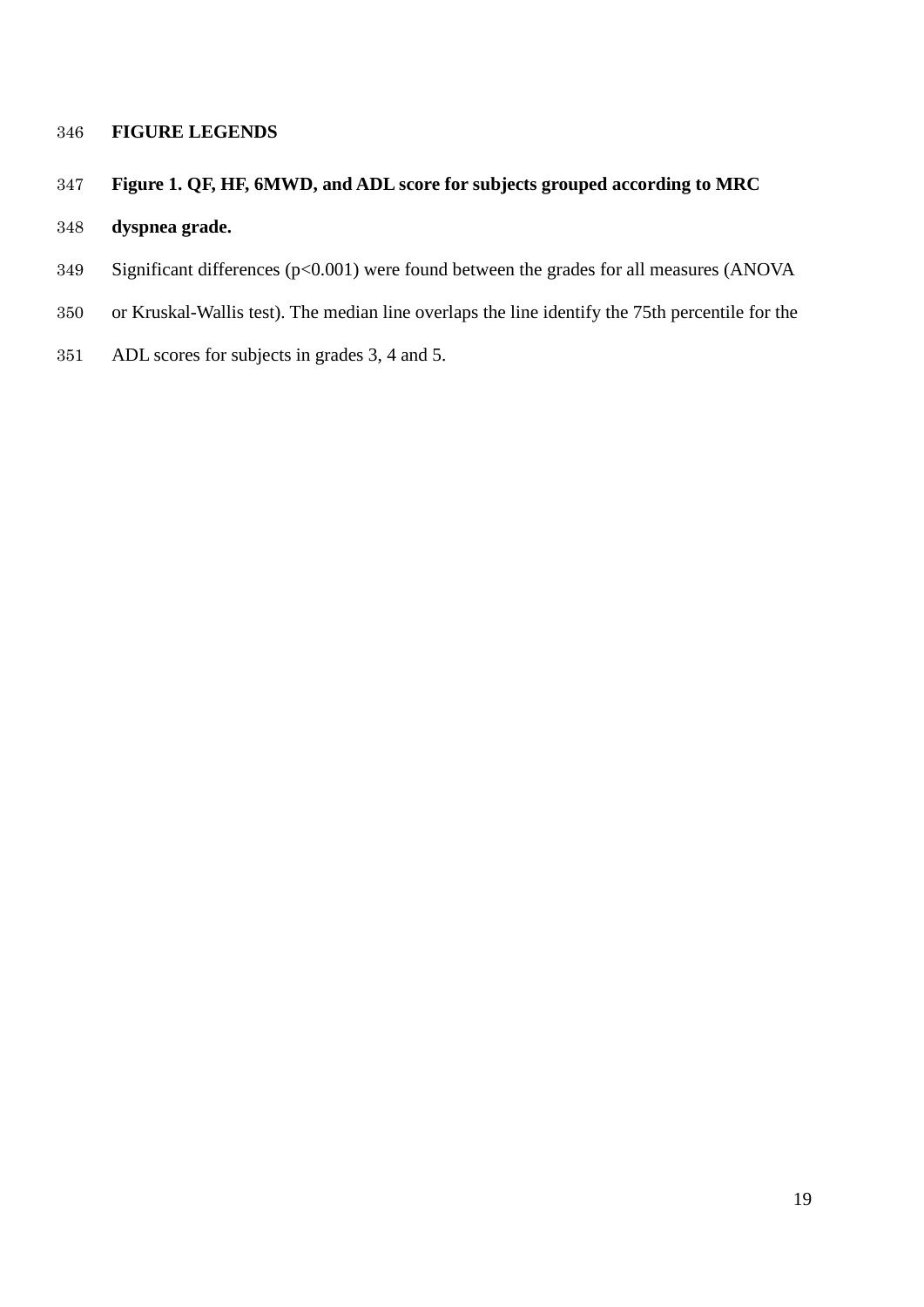## FIGURE LEGENDS

**Figure 1. QF, HF, 6MWD, and ADL score for subjects grouped according to MRC dyspnea grade.**

Significant differences ($p<0.001$) were found between the grades for all measures (ANOVA or Kruskal-Wallis test). The median line overlaps the line identify the 75th percentile for the ADL scores for subjects in grades 3, 4 and 5.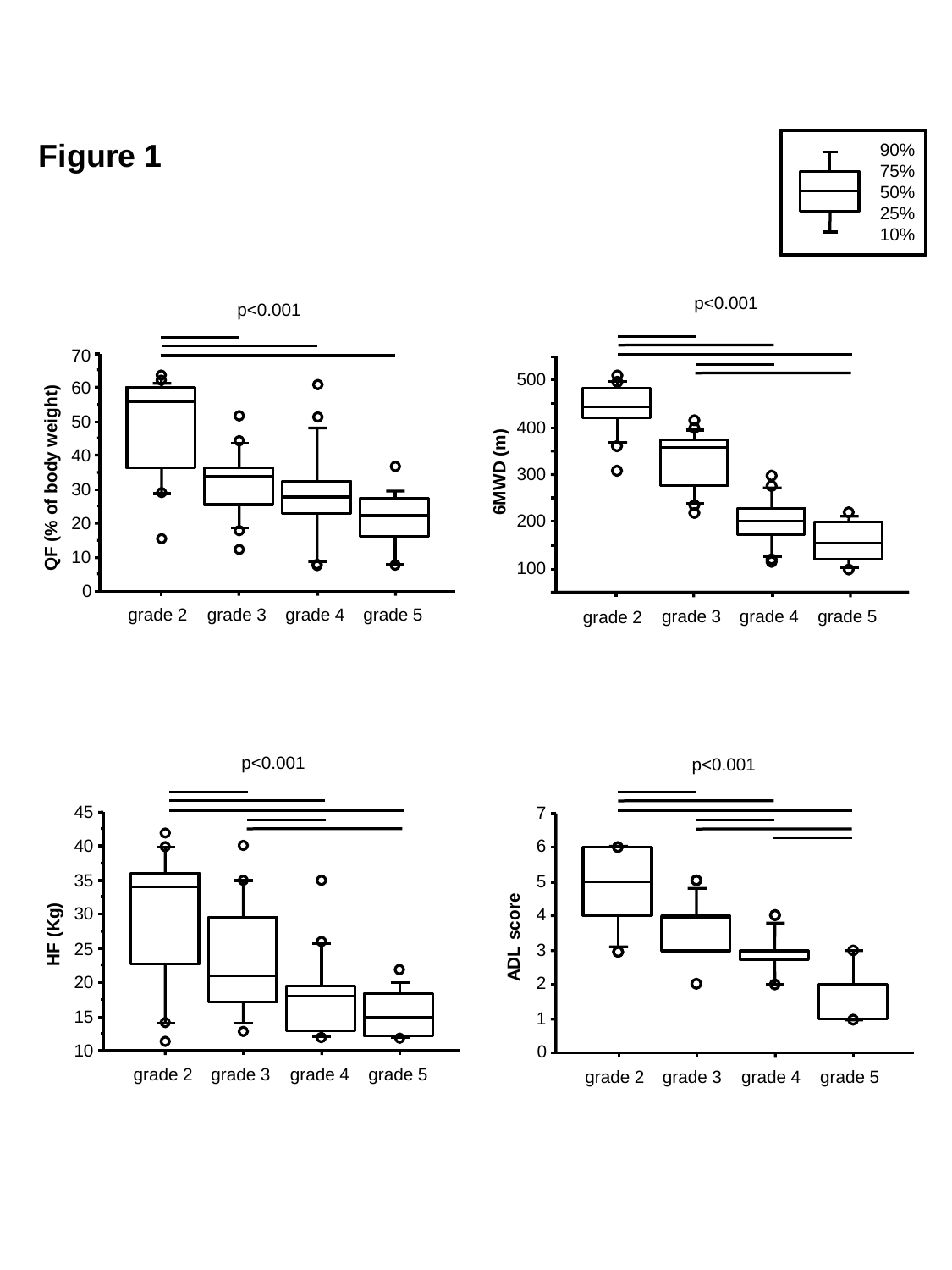# Figure 1

90%
75%
50%
25%
10%

p<0.001

QF (% of body weight)

grade 2 grade 3 grade 4 grade 5

p<0.001

6MWD (m)

grade 2 grade 3 grade 4 grade 5

p<0.001

HF (Kg)

grade 2 grade 3 grade 4 grade 5

p<0.001

ADL score

grade 2 grade 3 grade 4 grade 5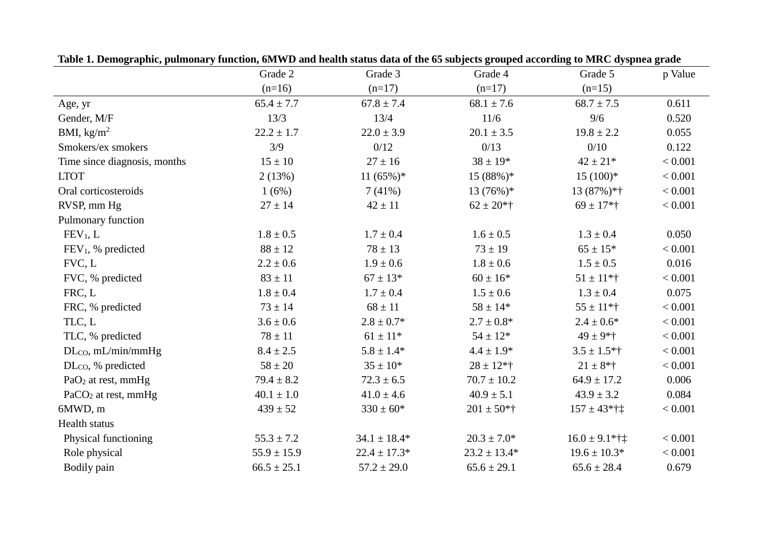**Table 1. Demographic, pulmonary function, 6MWD and health status data of the 65 subjects grouped according to MRC dyspnea grade**

| | Grade 2 (n=16) | Grade 3 (n=17) | Grade 4 (n=17) | Grade 5 (n=15) | p Value |
|---|---|---|---|---|---|
| Age, yr | 65.4 ± 7.7 | 67.8 ± 7.4 | 68.1 ± 7.6 | 68.7 ± 7.5 | 0.611 |
| Gender, M/F | 13/3 | 13/4 | 11/6 | 9/6 | 0.520 |
| BMI, $kg/m^2$ | 22.2 ± 1.7 | 22.0 ± 3.9 | 20.1 ± 3.5 | 19.8 ± 2.2 | 0.055 |
| Smokers/ex smokers | 3/9 | 0/12 | 0/13 | 0/10 | 0.122 |
| Time since diagnosis, months | 15 ± 10 | 27 ± 16 | 38 ± 19* | 42 ± 21* | < 0.001 |
| LTOT | 2 (13%) | 11 (65%)* | 15 (88%)* | 15 (100)* | < 0.001 |
| Oral corticosteroids | 1 (6%) | 7 (41%) | 13 (76%)* | 13 (87%)*† | < 0.001 |
| RVSP, mm Hg | 27 ± 14 | 42 ± 11 | 62 ± 20*† | 69 ± 17*† | < 0.001 |
| Pulmonary function | | | | | |
| $FEV_1$, L | 1.8 ± 0.5 | 1.7 ± 0.4 | 1.6 ± 0.5 | 1.3 ± 0.4 | 0.050 |
| $FEV_1$, % predicted | 88 ± 12 | 78 ± 13 | 73 ± 19 | 65 ± 15* | < 0.001 |
| FVC, L | 2.2 ± 0.6 | 1.9 ± 0.6 | 1.8 ± 0.6 | 1.5 ± 0.5 | 0.016 |
| FVC, % predicted | 83 ± 11 | 67 ± 13* | 60 ± 16* | 51 ± 11*† | < 0.001 |
| FRC, L | 1.8 ± 0.4 | 1.7 ± 0.4 | 1.5 ± 0.6 | 1.3 ± 0.4 | 0.075 |
| FRC, % predicted | 73 ± 14 | 68 ± 11 | 58 ± 14* | 55 ± 11*† | < 0.001 |
| TLC, L | 3.6 ± 0.6 | 2.8 ± 0.7* | 2.7 ± 0.8* | 2.4 ± 0.6* | < 0.001 |
| TLC, % predicted | 78 ± 11 | 61 ± 11* | 54 ± 12* | 49 ± 9*† | < 0.001 |
| $DL_{CO}$, mL/min/mmHg | 8.4 ± 2.5 | 5.8 ± 1.4* | 4.4 ± 1.9* | 3.5 ± 1.5*† | < 0.001 |
| $DL_{CO}$, % predicted | 58 ± 20 | 35 ± 10* | 28 ± 12*† | 21 ± 8*† | < 0.001 |
| $PaO_2$ at rest, mmHg | 79.4 ± 8.2 | 72.3 ± 6.5 | 70.7 ± 10.2 | 64.9 ± 17.2 | 0.006 |
| $PaCO_2$ at rest, mmHg | 40.1 ± 1.0 | 41.0 ± 4.6 | 40.9 ± 5.1 | 43.9 ± 3.2 | 0.084 |
| 6MWD, m | 439 ± 52 | 330 ± 60* | 201 ± 50*† | 157 ± 43*†‡ | < 0.001 |
| Health status | | | | | |
| Physical functioning | 55.3 ± 7.2 | 34.1 ± 18.4* | 20.3 ± 7.0* | 16.0 ± 9.1*†‡ | < 0.001 |
| Role physical | 55.9 ± 15.9 | 22.4 ± 17.3* | 23.2 ± 13.4* | 19.6 ± 10.3* | < 0.001 |
| Bodily pain | 66.5 ± 25.1 | 57.2 ± 29.0 | 65.6 ± 29.1 | 65.6 ± 28.4 | 0.679 |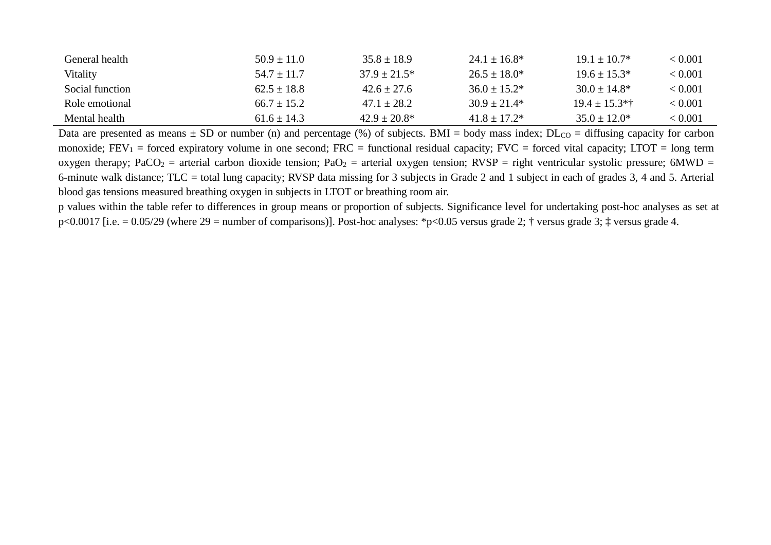| | | | | | |
|---|---|---|---|---|---|
| General health | 50.9 ± 11.0 | 35.8 ± 18.9 | 24.1 ± 16.8* | 19.1 ± 10.7* | < 0.001 |
| Vitality | 54.7 ± 11.7 | 37.9 ± 21.5* | 26.5 ± 18.0* | 19.6 ± 15.3* | < 0.001 |
| Social function | 62.5 ± 18.8 | 42.6 ± 27.6 | 36.0 ± 15.2* | 30.0 ± 14.8* | < 0.001 |
| Role emotional | 66.7 ± 15.2 | 47.1 ± 28.2 | 30.9 ± 21.4* | 19.4 ± 15.3*† | < 0.001 |
| Mental health | 61.6 ± 14.3 | 42.9 ± 20.8* | 41.8 ± 17.2* | 35.0 ± 12.0* | < 0.001 |

Data are presented as means ± SD or number (n) and percentage (%) of subjects. BMI = body mass index; $DL_{CO}$ = diffusing capacity for carbon monoxide; $FEV_1$ = forced expiratory volume in one second; FRC = functional residual capacity; FVC = forced vital capacity; LTOT = long term oxygen therapy; $PaCO_2$ = arterial carbon dioxide tension; $PaO_2$ = arterial oxygen tension; RVSP = right ventricular systolic pressure; 6MWD = 6-minute walk distance; TLC = total lung capacity; RVSP data missing for 3 subjects in Grade 2 and 1 subject in each of grades 3, 4 and 5. Arterial blood gas tensions measured breathing oxygen in subjects in LTOT or breathing room air.

p values within the table refer to differences in group means or proportion of subjects. Significance level for undertaking post-hoc analyses as set at $p<0.0017$ [i.e. = 0.05/29 (where 29 = number of comparisons)]. Post-hoc analyses: *$p<0.05$ versus grade 2; † versus grade 3; ‡ versus grade 4.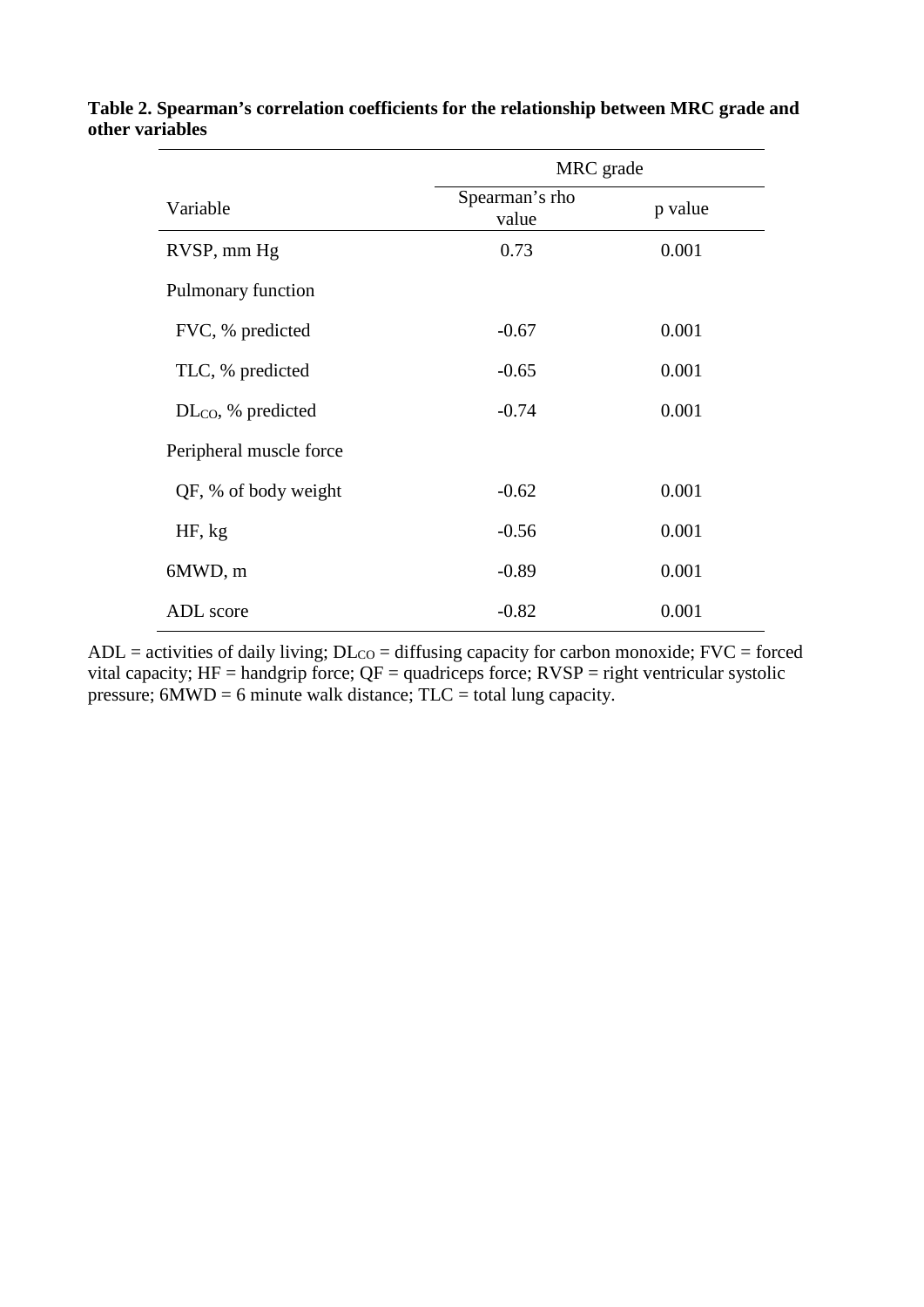**Table 2. Spearman's correlation coefficients for the relationship between MRC grade and other variables**

| | MRC grade | |
|---|---|---|
| Variable | Spearman's rho value | p value |
| RVSP, mm Hg | 0.73 | 0.001 |
| Pulmonary function | | |
| FVC, % predicted | -0.67 | 0.001 |
| TLC, % predicted | -0.65 | 0.001 |
| $DL_{CO}$, % predicted | -0.74 | 0.001 |
| Peripheral muscle force | | |
| QF, % of body weight | -0.62 | 0.001 |
| HF, kg | -0.56 | 0.001 |
| 6MWD, m | -0.89 | 0.001 |
| ADL score | -0.82 | 0.001 |

ADL = activities of daily living; $DL_{CO}$ = diffusing capacity for carbon monoxide; FVC = forced vital capacity; HF = handgrip force; QF = quadriceps force; RVSP = right ventricular systolic pressure; 6MWD = 6 minute walk distance; TLC = total lung capacity.